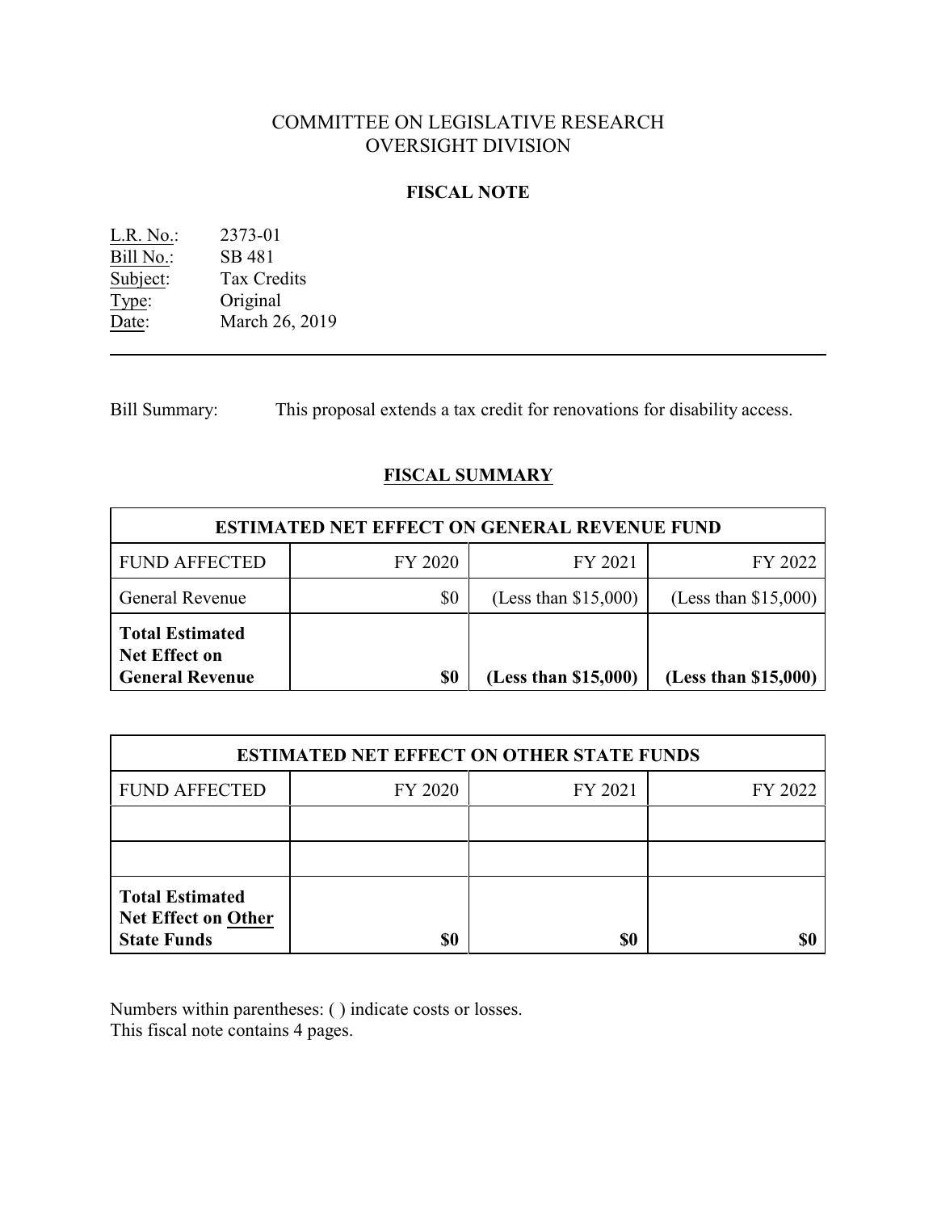# COMMITTEE ON LEGISLATIVE RESEARCH
# OVERSIGHT DIVISION

## FISCAL NOTE

L.R. No.: 2373-01
Bill No.: SB 481
Subject: Tax Credits
Type: Original
Date: March 26, 2019

---

Bill Summary: This proposal extends a tax credit for renovations for disability access.

## FISCAL SUMMARY

| ESTIMATED NET EFFECT ON GENERAL REVENUE FUND | | | |
|---|---|---|---|
| FUND AFFECTED | FY 2020 | FY 2021 | FY 2022 |
| General Revenue | $0 | (Less than $15,000) | (Less than $15,000) |
| **Total Estimated Net Effect on General Revenue** | **$0** | **(Less than $15,000)** | **(Less than $15,000)** |

| ESTIMATED NET EFFECT ON OTHER STATE FUNDS | | | |
|---|---|---|---|
| FUND AFFECTED | FY 2020 | FY 2021 | FY 2022 |
| | | | |
| | | | |
| **Total Estimated Net Effect on Other State Funds** | **$0** | **$0** | **$0** |

Numbers within parentheses: ( ) indicate costs or losses.
This fiscal note contains 4 pages.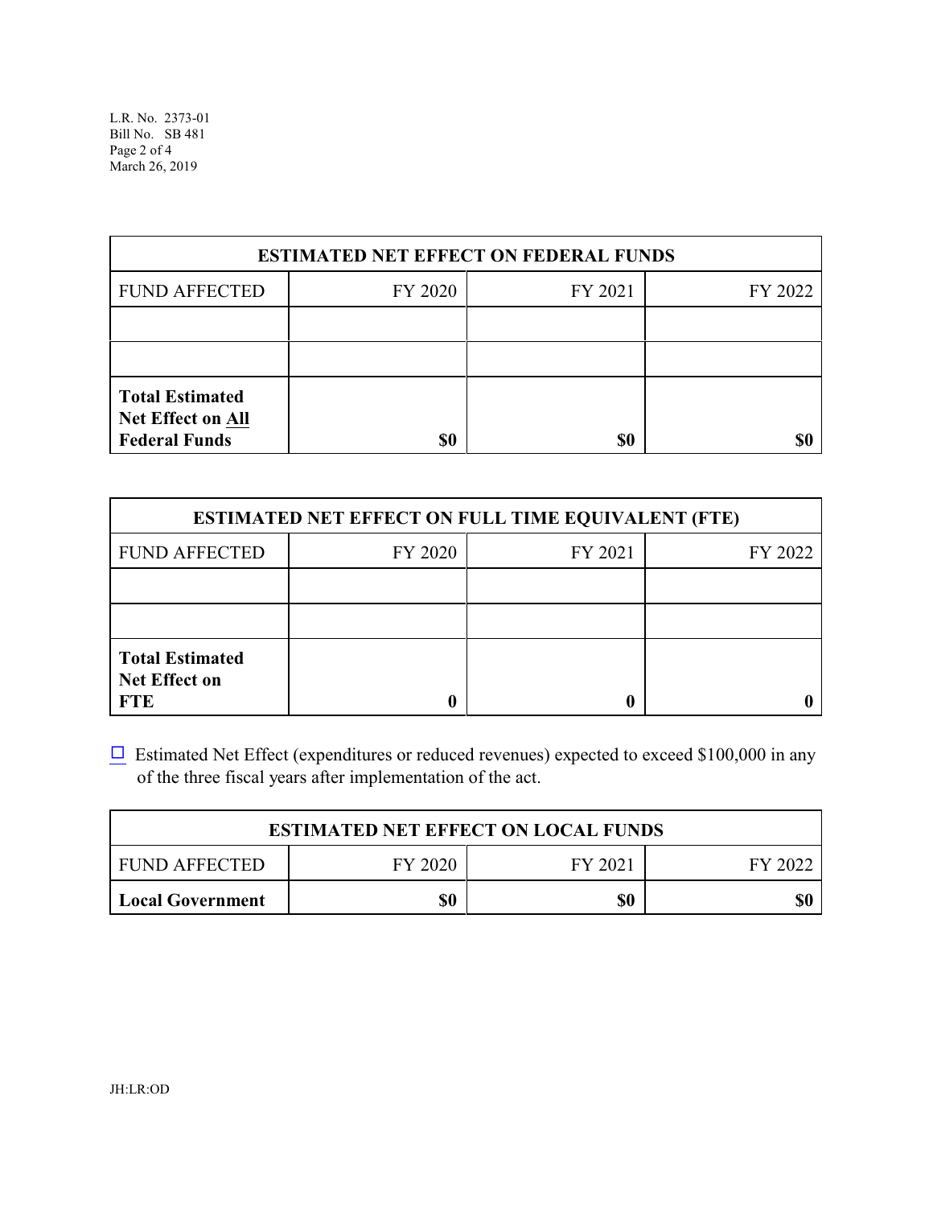| ESTIMATED NET EFFECT ON FEDERAL FUNDS | | | |
|---|---|---|---|
| FUND AFFECTED | FY 2020 | FY 2021 | FY 2022 |
| | | | |
| | | | |
| **Total Estimated Net Effect on All Federal Funds** | **$0** | **$0** | **$0** |

| ESTIMATED NET EFFECT ON FULL TIME EQUIVALENT (FTE) | | | |
|---|---|---|---|
| FUND AFFECTED | FY 2020 | FY 2021 | FY 2022 |
| | | | |
| | | | |
| **Total Estimated Net Effect on FTE** | **0** | **0** | **0** |

☐ Estimated Net Effect (expenditures or reduced revenues) expected to exceed $100,000 in any of the three fiscal years after implementation of the act.

| ESTIMATED NET EFFECT ON LOCAL FUNDS | | | |
|---|---|---|---|
| FUND AFFECTED | FY 2020 | FY 2021 | FY 2022 |
| **Local Government** | **$0** | **$0** | **$0** |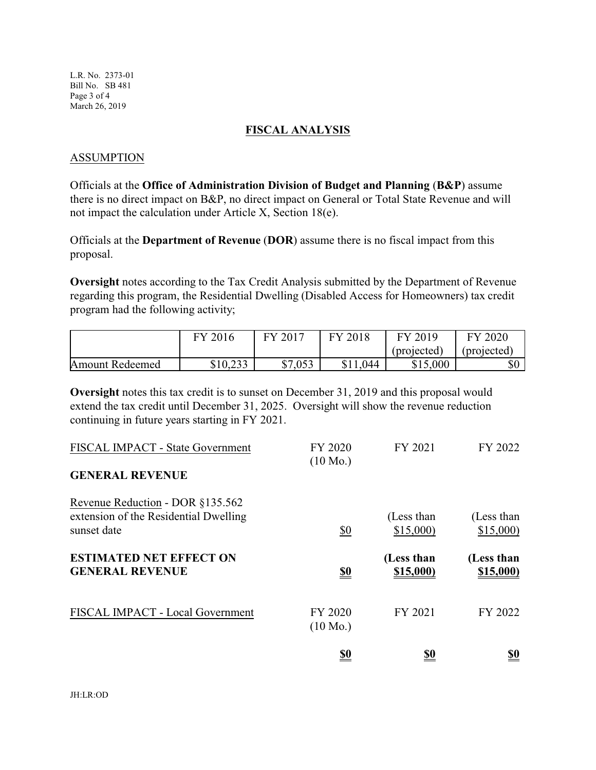## FISCAL ANALYSIS

### ASSUMPTION

Officials at the **Office of Administration Division of Budget and Planning** (**B&P**) assume there is no direct impact on B&P, no direct impact on General or Total State Revenue and will not impact the calculation under Article X, Section 18(e).

Officials at the **Department of Revenue** (**DOR**) assume there is no fiscal impact from this proposal.

**Oversight** notes according to the Tax Credit Analysis submitted by the Department of Revenue regarding this program, the Residential Dwelling (Disabled Access for Homeowners) tax credit program had the following activity;

| | FY 2016 | FY 2017 | FY 2018 | FY 2019 (projected) | FY 2020 (projected) |
|---|---|---|---|---|---|
| Amount Redeemed | $10,233 | $7,053 | $11,044 | $15,000 | $0 |

**Oversight** notes this tax credit is to sunset on December 31, 2019 and this proposal would extend the tax credit until December 31, 2025. Oversight will show the revenue reduction continuing in future years starting in FY 2021.

| FISCAL IMPACT - State Government | FY 2020 (10 Mo.) | FY 2021 | FY 2022 |
|---|---|---|---|
| **GENERAL REVENUE** | | | |
| Revenue Reduction - DOR §135.562 extension of the Residential Dwelling sunset date | $0 | (Less than $15,000) | (Less than $15,000) |
| **ESTIMATED NET EFFECT ON GENERAL REVENUE** | **$0** | **(Less than $15,000)** | **(Less than $15,000)** |

| FISCAL IMPACT - Local Government | FY 2020 (10 Mo.) | FY 2021 | FY 2022 |
|---|---|---|---|
| | **$0** | **$0** | **$0** |

JH:LR:OD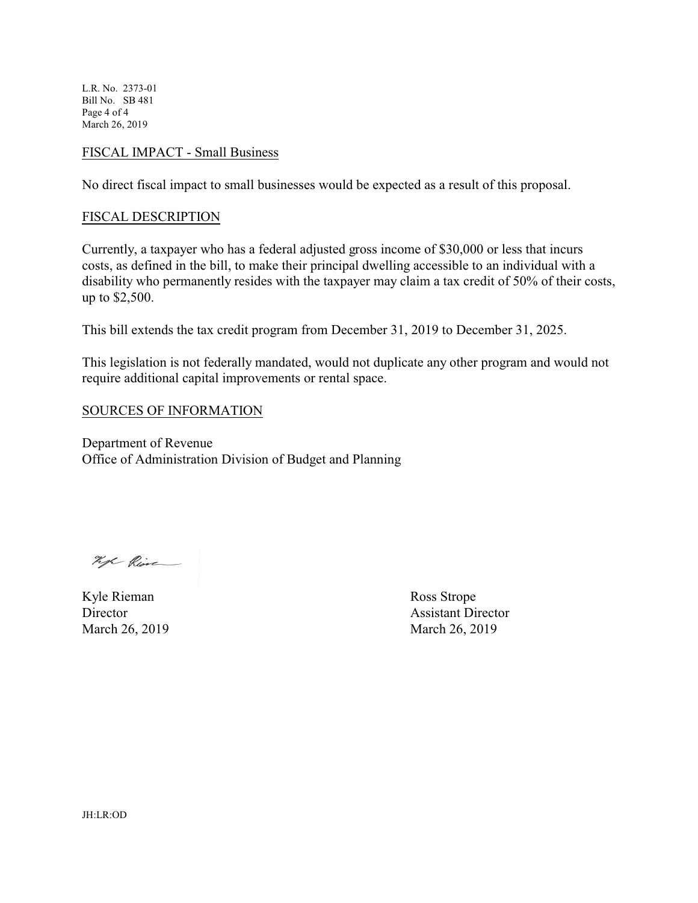## FISCAL IMPACT - Small Business

No direct fiscal impact to small businesses would be expected as a result of this proposal.

## FISCAL DESCRIPTION

Currently, a taxpayer who has a federal adjusted gross income of $30,000 or less that incurs costs, as defined in the bill, to make their principal dwelling accessible to an individual with a disability who permanently resides with the taxpayer may claim a tax credit of 50% of their costs, up to $2,500.

This bill extends the tax credit program from December 31, 2019 to December 31, 2025.

This legislation is not federally mandated, would not duplicate any other program and would not require additional capital improvements or rental space.

## SOURCES OF INFORMATION

Department of Revenue
Office of Administration Division of Budget and Planning

Kyle Rieman
Director
March 26, 2019

Ross Strope
Assistant Director
March 26, 2019

JH:LR:OD